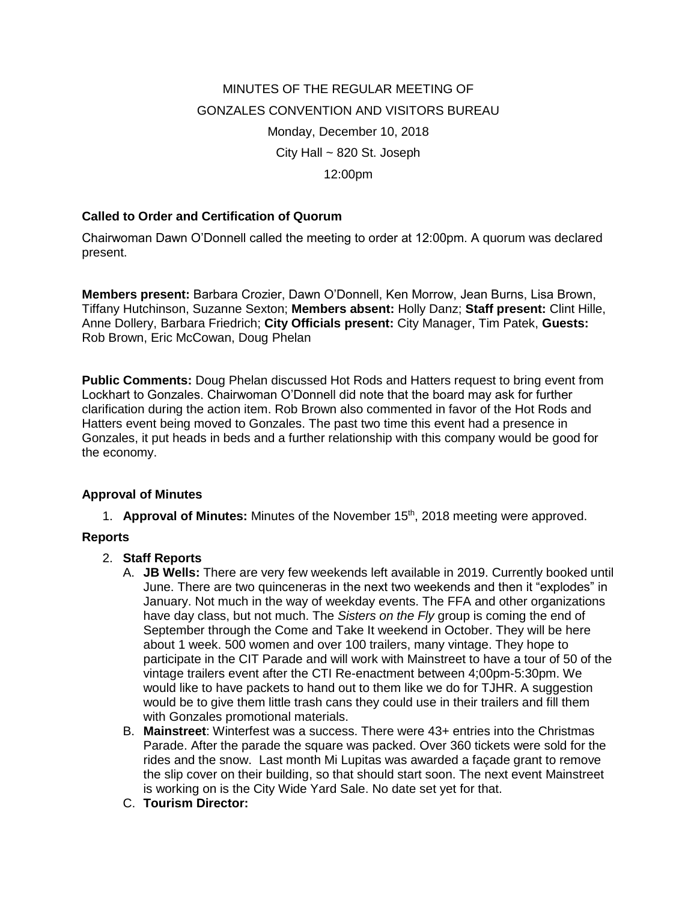MINUTES OF THE REGULAR MEETING OF

GONZALES CONVENTION AND VISITORS BUREAU

Monday, December 10, 2018

City Hall ~ 820 St. Joseph

12:00pm

### Called to Order and Certification of Quorum

Chairwoman Dawn O'Donnell called the meeting to order at 12:00pm. A quorum was declared present.

**Members present:** Barbara Crozier, Dawn O'Donnell, Ken Morrow, Jean Burns, Lisa Brown, Tiffany Hutchinson, Suzanne Sexton; **Members absent:** Holly Danz; **Staff present:** Clint Hille, Anne Dollery, Barbara Friedrich; **City Officials present:** City Manager, Tim Patek, **Guests:** Rob Brown, Eric McCowan, Doug Phelan

**Public Comments:** Doug Phelan discussed Hot Rods and Hatters request to bring event from Lockhart to Gonzales. Chairwoman O'Donnell did note that the board may ask for further clarification during the action item. Rob Brown also commented in favor of the Hot Rods and Hatters event being moved to Gonzales. The past two time this event had a presence in Gonzales, it put heads in beds and a further relationship with this company would be good for the economy.

### Approval of Minutes

1. **Approval of Minutes:** Minutes of the November 15th, 2018 meeting were approved.

### Reports

2. **Staff Reports**
   A. **JB Wells:** There are very few weekends left available in 2019. Currently booked until June. There are two quinceneras in the next two weekends and then it "explodes" in January. Not much in the way of weekday events. The FFA and other organizations have day class, but not much. The *Sisters on the Fly* group is coming the end of September through the Come and Take It weekend in October. They will be here about 1 week. 500 women and over 100 trailers, many vintage. They hope to participate in the CIT Parade and will work with Mainstreet to have a tour of 50 of the vintage trailers event after the CTI Re-enactment between 4;00pm-5:30pm. We would like to have packets to hand out to them like we do for TJHR. A suggestion would be to give them little trash cans they could use in their trailers and fill them with Gonzales promotional materials.
   B. **Mainstreet**: Winterfest was a success. There were 43+ entries into the Christmas Parade. After the parade the square was packed. Over 360 tickets were sold for the rides and the snow. Last month Mi Lupitas was awarded a façade grant to remove the slip cover on their building, so that should start soon. The next event Mainstreet is working on is the City Wide Yard Sale. No date set yet for that.
   C. **Tourism Director:**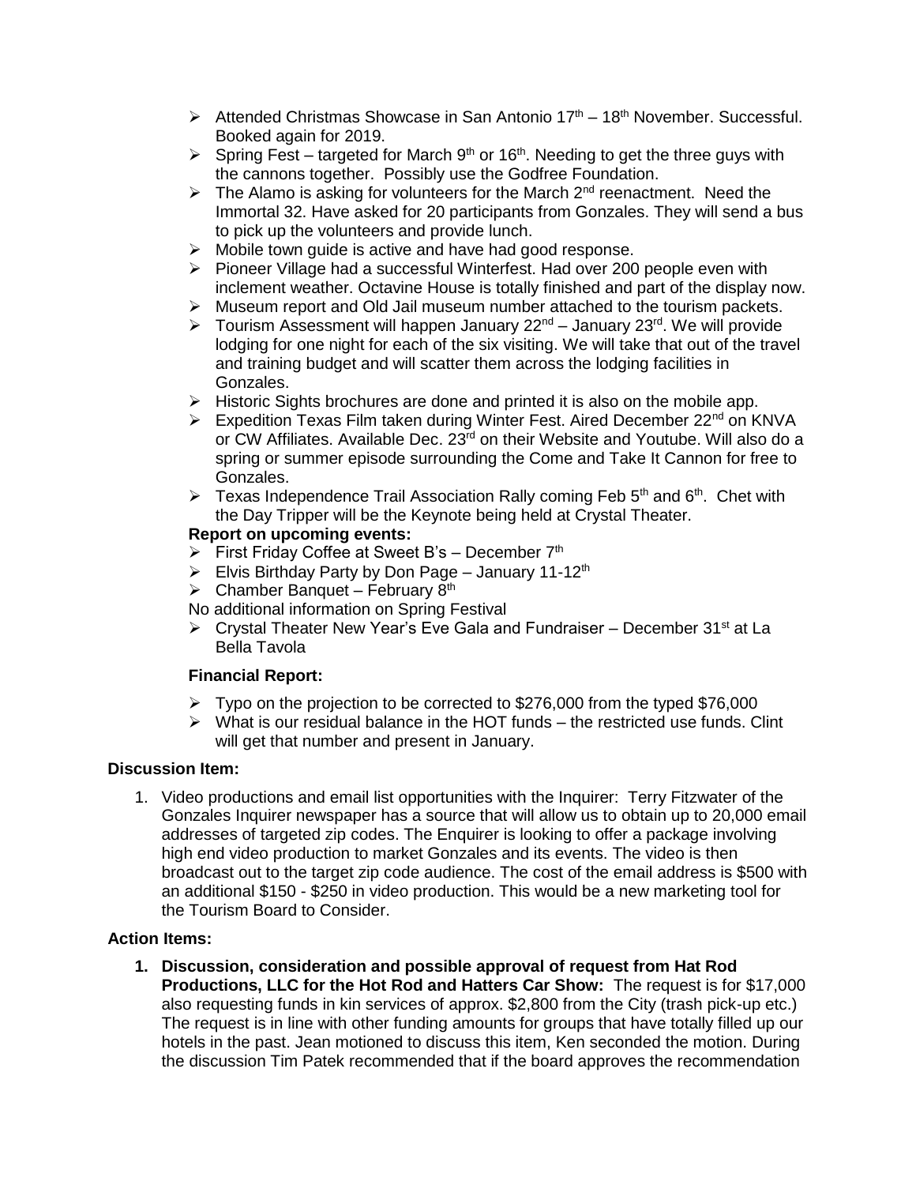- Attended Christmas Showcase in San Antonio 17th – 18th November. Successful. Booked again for 2019.
- Spring Fest – targeted for March 9th or 16th. Needing to get the three guys with the cannons together. Possibly use the Godfree Foundation.
- The Alamo is asking for volunteers for the March 2nd reenactment. Need the Immortal 32. Have asked for 20 participants from Gonzales. They will send a bus to pick up the volunteers and provide lunch.
- Mobile town guide is active and have had good response.
- Pioneer Village had a successful Winterfest. Had over 200 people even with inclement weather. Octavine House is totally finished and part of the display now.
- Museum report and Old Jail museum number attached to the tourism packets.
- Tourism Assessment will happen January 22nd – January 23rd. We will provide lodging for one night for each of the six visiting. We will take that out of the travel and training budget and will scatter them across the lodging facilities in Gonzales.
- Historic Sights brochures are done and printed it is also on the mobile app.
- Expedition Texas Film taken during Winter Fest. Aired December 22nd on KNVA or CW Affiliates. Available Dec. 23rd on their Website and Youtube. Will also do a spring or summer episode surrounding the Come and Take It Cannon for free to Gonzales.
- Texas Independence Trail Association Rally coming Feb 5th and 6th. Chet with the Day Tripper will be the Keynote being held at Crystal Theater.

**Report on upcoming events:**

- First Friday Coffee at Sweet B's – December 7th
- Elvis Birthday Party by Don Page – January 11-12th
- Chamber Banquet – February 8th

No additional information on Spring Festival

- Crystal Theater New Year's Eve Gala and Fundraiser – December 31st at La Bella Tavola

**Financial Report:**

- Typo on the projection to be corrected to $276,000 from the typed $76,000
- What is our residual balance in the HOT funds – the restricted use funds. Clint will get that number and present in January.

**Discussion Item:**

1. Video productions and email list opportunities with the Inquirer: Terry Fitzwater of the Gonzales Inquirer newspaper has a source that will allow us to obtain up to 20,000 email addresses of targeted zip codes. The Enquirer is looking to offer a package involving high end video production to market Gonzales and its events. The video is then broadcast out to the target zip code audience. The cost of the email address is $500 with an additional $150 - $250 in video production. This would be a new marketing tool for the Tourism Board to Consider.

**Action Items:**

1. **Discussion, consideration and possible approval of request from Hat Rod Productions, LLC for the Hot Rod and Hatters Car Show:** The request is for $17,000 also requesting funds in kin services of approx. $2,800 from the City (trash pick-up etc.) The request is in line with other funding amounts for groups that have totally filled up our hotels in the past. Jean motioned to discuss this item, Ken seconded the motion. During the discussion Tim Patek recommended that if the board approves the recommendation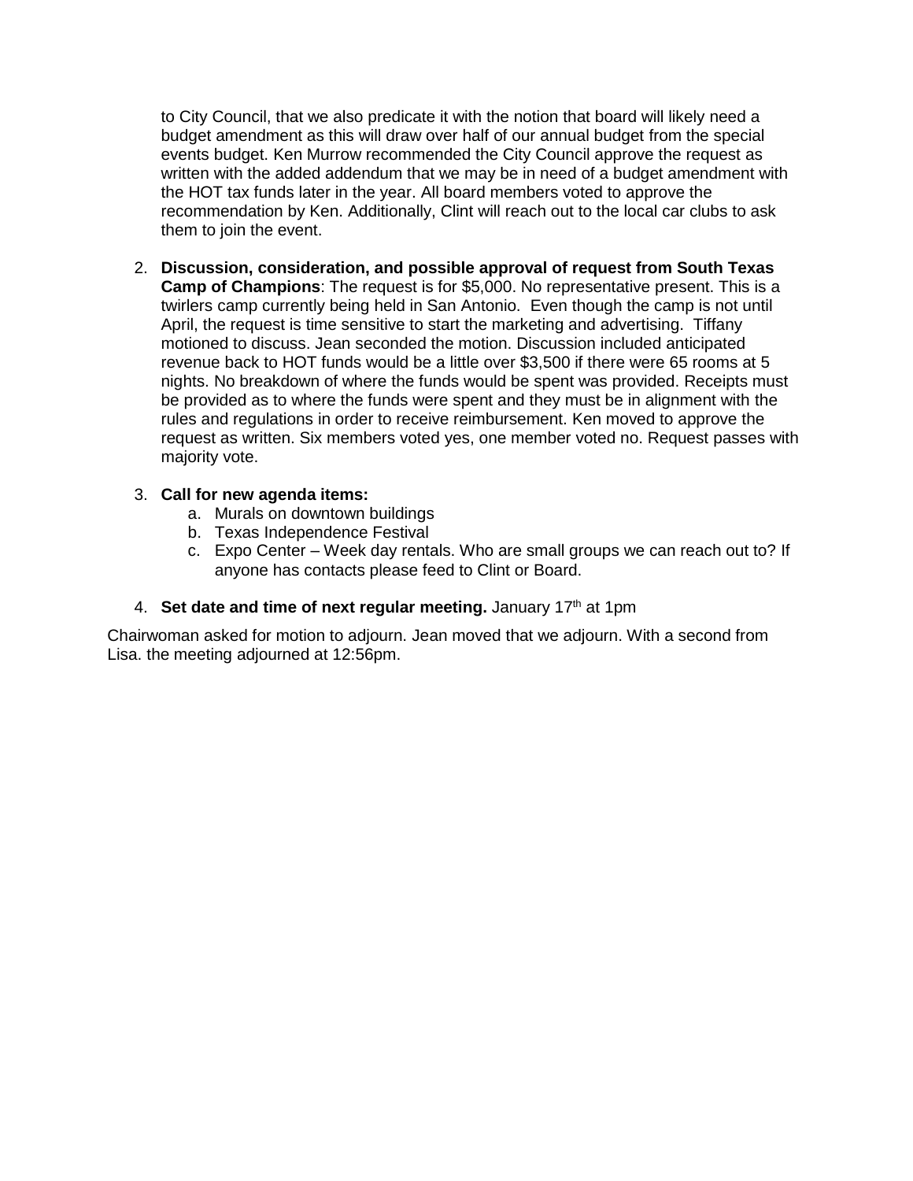to City Council, that we also predicate it with the notion that board will likely need a budget amendment as this will draw over half of our annual budget from the special events budget. Ken Murrow recommended the City Council approve the request as written with the added addendum that we may be in need of a budget amendment with the HOT tax funds later in the year. All board members voted to approve the recommendation by Ken. Additionally, Clint will reach out to the local car clubs to ask them to join the event.

2. **Discussion, consideration, and possible approval of request from South Texas Camp of Champions**: The request is for $5,000. No representative present. This is a twirlers camp currently being held in San Antonio. Even though the camp is not until April, the request is time sensitive to start the marketing and advertising. Tiffany motioned to discuss. Jean seconded the motion. Discussion included anticipated revenue back to HOT funds would be a little over $3,500 if there were 65 rooms at 5 nights. No breakdown of where the funds would be spent was provided. Receipts must be provided as to where the funds were spent and they must be in alignment with the rules and regulations in order to receive reimbursement. Ken moved to approve the request as written. Six members voted yes, one member voted no. Request passes with majority vote.

3. **Call for new agenda items:**
   a. Murals on downtown buildings
   b. Texas Independence Festival
   c. Expo Center – Week day rentals. Who are small groups we can reach out to? If anyone has contacts please feed to Clint or Board.

4. **Set date and time of next regular meeting.** January 17th at 1pm

Chairwoman asked for motion to adjourn. Jean moved that we adjourn. With a second from Lisa. the meeting adjourned at 12:56pm.